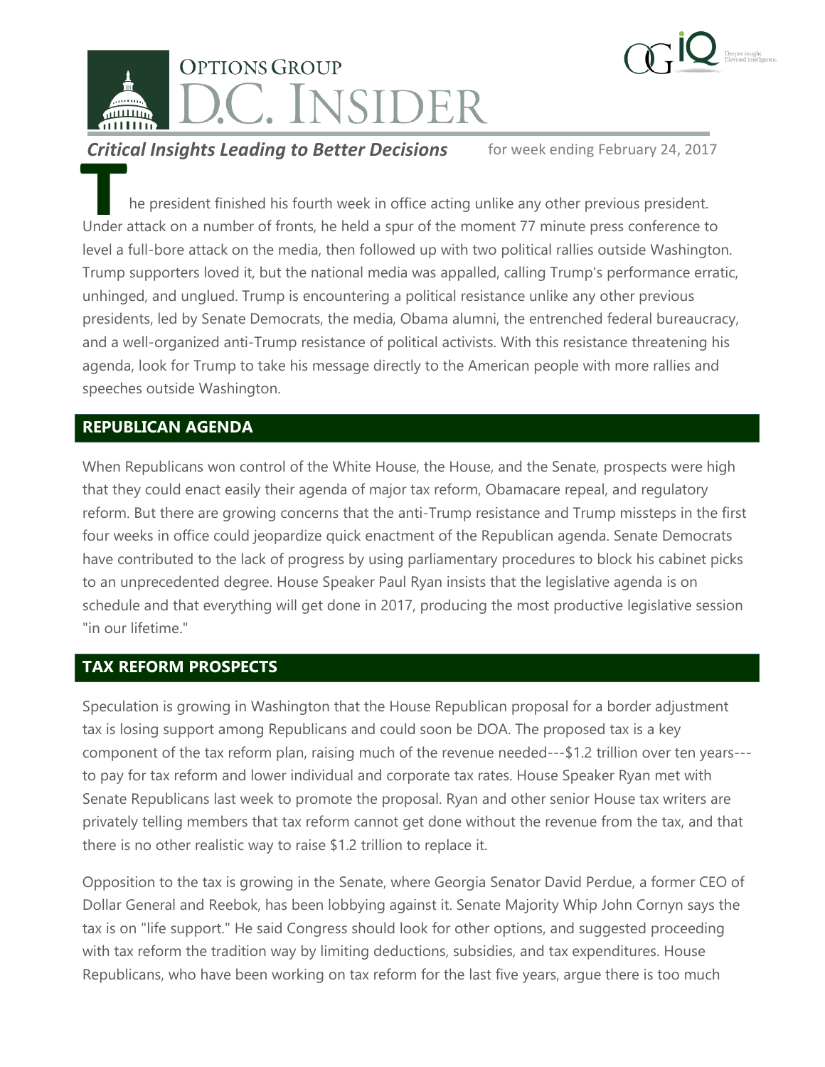# OPTIONS GROUP D.C. INSIDER

***Critical Insights Leading to Better Decisions*** for week ending February 24, 2017

The president finished his fourth week in office acting unlike any other previous president. Under attack on a number of fronts, he held a spur of the moment 77 minute press conference to level a full-bore attack on the media, then followed up with two political rallies outside Washington. Trump supporters loved it, but the national media was appalled, calling Trump's performance erratic, unhinged, and unglued. Trump is encountering a political resistance unlike any other previous presidents, led by Senate Democrats, the media, Obama alumni, the entrenched federal bureaucracy, and a well-organized anti-Trump resistance of political activists. With this resistance threatening his agenda, look for Trump to take his message directly to the American people with more rallies and speeches outside Washington.

## REPUBLICAN AGENDA

When Republicans won control of the White House, the House, and the Senate, prospects were high that they could enact easily their agenda of major tax reform, Obamacare repeal, and regulatory reform. But there are growing concerns that the anti-Trump resistance and Trump missteps in the first four weeks in office could jeopardize quick enactment of the Republican agenda. Senate Democrats have contributed to the lack of progress by using parliamentary procedures to block his cabinet picks to an unprecedented degree. House Speaker Paul Ryan insists that the legislative agenda is on schedule and that everything will get done in 2017, producing the most productive legislative session "in our lifetime."

## TAX REFORM PROSPECTS

Speculation is growing in Washington that the House Republican proposal for a border adjustment tax is losing support among Republicans and could soon be DOA. The proposed tax is a key component of the tax reform plan, raising much of the revenue needed---$1.2 trillion over ten years---to pay for tax reform and lower individual and corporate tax rates. House Speaker Ryan met with Senate Republicans last week to promote the proposal. Ryan and other senior House tax writers are privately telling members that tax reform cannot get done without the revenue from the tax, and that there is no other realistic way to raise $1.2 trillion to replace it.

Opposition to the tax is growing in the Senate, where Georgia Senator David Perdue, a former CEO of Dollar General and Reebok, has been lobbying against it. Senate Majority Whip John Cornyn says the tax is on "life support." He said Congress should look for other options, and suggested proceeding with tax reform the tradition way by limiting deductions, subsidies, and tax expenditures. House Republicans, who have been working on tax reform for the last five years, argue there is too much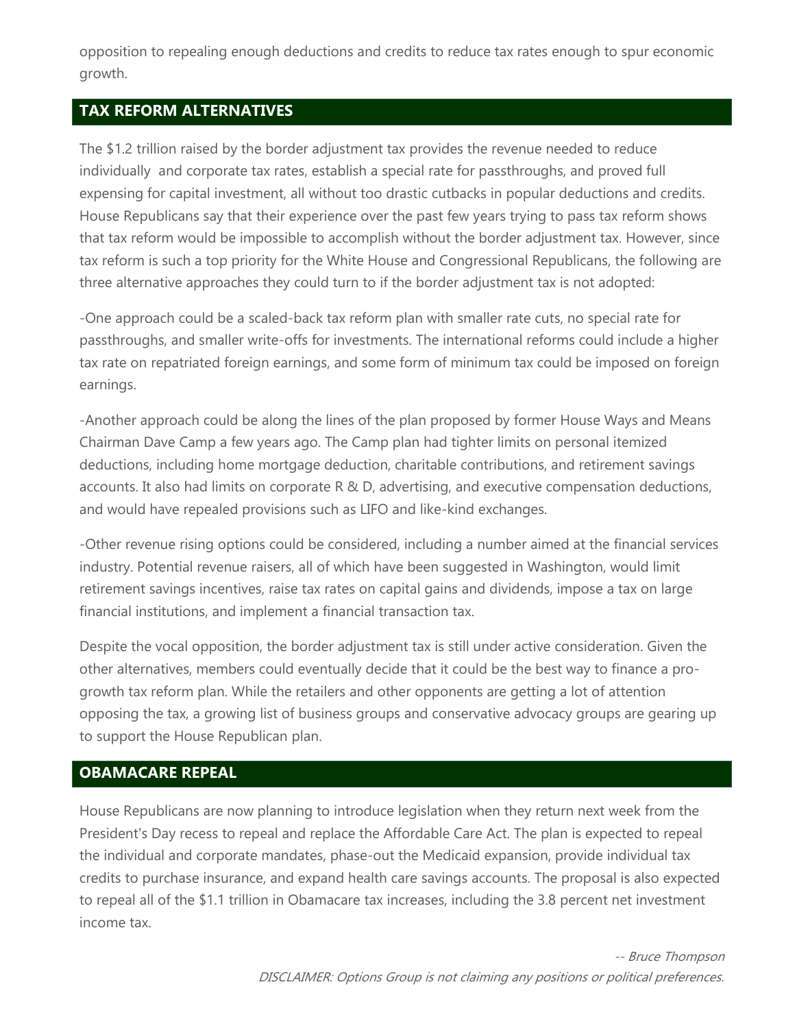opposition to repealing enough deductions and credits to reduce tax rates enough to spur economic growth.

## TAX REFORM ALTERNATIVES

The $1.2 trillion raised by the border adjustment tax provides the revenue needed to reduce individually  and corporate tax rates, establish a special rate for passthroughs, and proved full expensing for capital investment, all without too drastic cutbacks in popular deductions and credits. House Republicans say that their experience over the past few years trying to pass tax reform shows that tax reform would be impossible to accomplish without the border adjustment tax. However, since tax reform is such a top priority for the White House and Congressional Republicans, the following are three alternative approaches they could turn to if the border adjustment tax is not adopted:

-One approach could be a scaled-back tax reform plan with smaller rate cuts, no special rate for passthroughs, and smaller write-offs for investments. The international reforms could include a higher tax rate on repatriated foreign earnings, and some form of minimum tax could be imposed on foreign earnings.

-Another approach could be along the lines of the plan proposed by former House Ways and Means Chairman Dave Camp a few years ago. The Camp plan had tighter limits on personal itemized deductions, including home mortgage deduction, charitable contributions, and retirement savings accounts. It also had limits on corporate R & D, advertising, and executive compensation deductions, and would have repealed provisions such as LIFO and like-kind exchanges.

-Other revenue rising options could be considered, including a number aimed at the financial services industry. Potential revenue raisers, all of which have been suggested in Washington, would limit retirement savings incentives, raise tax rates on capital gains and dividends, impose a tax on large financial institutions, and implement a financial transaction tax.

Despite the vocal opposition, the border adjustment tax is still under active consideration. Given the other alternatives, members could eventually decide that it could be the best way to finance a pro-growth tax reform plan. While the retailers and other opponents are getting a lot of attention opposing the tax, a growing list of business groups and conservative advocacy groups are gearing up to support the House Republican plan.

## OBAMACARE REPEAL

House Republicans are now planning to introduce legislation when they return next week from the President's Day recess to repeal and replace the Affordable Care Act. The plan is expected to repeal the individual and corporate mandates, phase-out the Medicaid expansion, provide individual tax credits to purchase insurance, and expand health care savings accounts. The proposal is also expected to repeal all of the $1.1 trillion in Obamacare tax increases, including the 3.8 percent net investment income tax.

*-- Bruce Thompson*

*DISCLAIMER: Options Group is not claiming any positions or political preferences.*